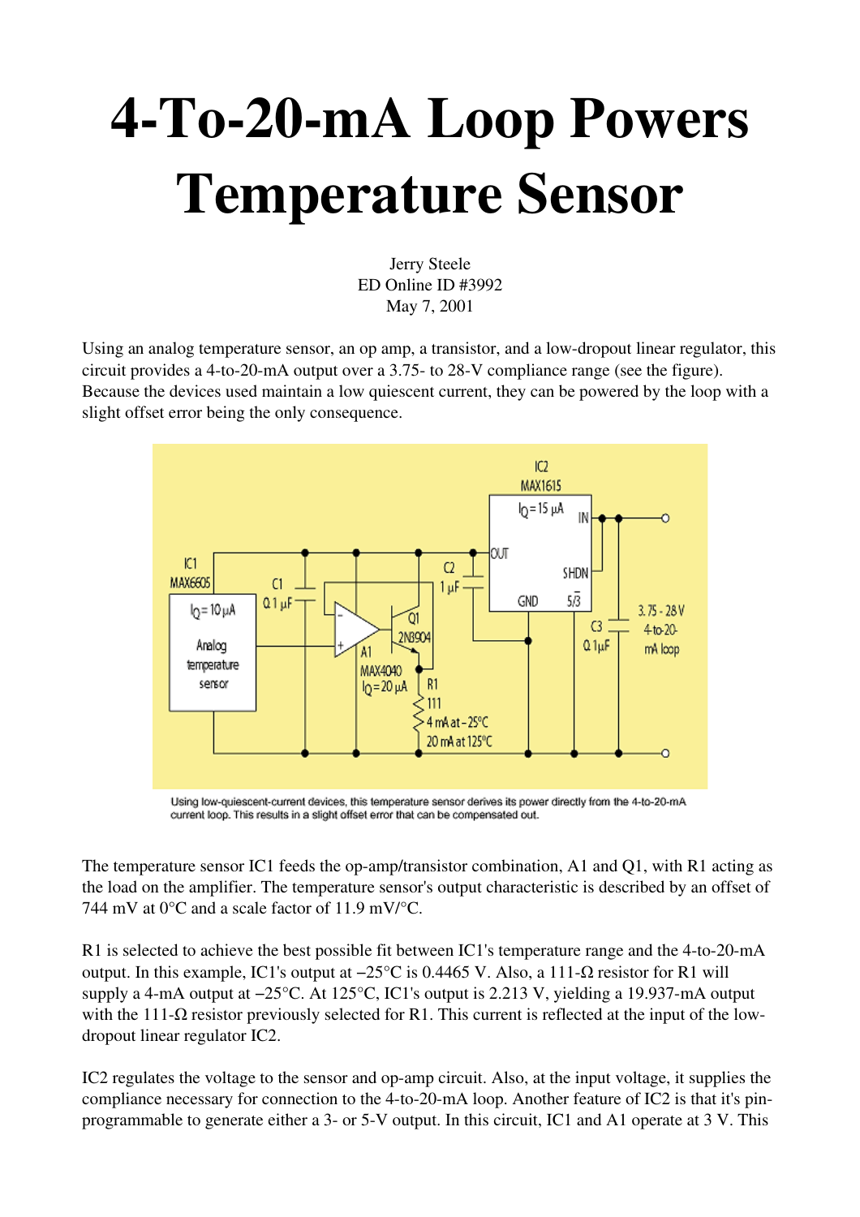# 4-To-20-mA Loop Powers Temperature Sensor

Jerry Steele
ED Online ID #3992
May 7, 2001

Using an analog temperature sensor, an op amp, a transistor, and a low-dropout linear regulator, this circuit provides a 4-to-20-mA output over a 3.75- to 28-V compliance range (see the figure). Because the devices used maintain a low quiescent current, they can be powered by the loop with a slight offset error being the only consequence.

IC2
MAX1615
$I_Q = 15\ \mu A$
IN
OUT
SHDN
GND
5/3
IC1
MAX6605
$I_Q = 10\ \mu A$
Analog temperature sensor
C1
0.1 µF
C2
1 µF
Q1
2N3904
A1
MAX4040
$I_Q = 20\ \mu A$
R1
111
4 mA at −25°C
20 mA at 125°C
C3
0.1µF
3.75 - 28 V
4-to-20-mA loop

Using low-quiescent-current devices, this temperature sensor derives its power directly from the 4-to-20-mA current loop. This results in a slight offset error that can be compensated out.

The temperature sensor IC1 feeds the op-amp/transistor combination, A1 and Q1, with R1 acting as the load on the amplifier. The temperature sensor's output characteristic is described by an offset of 744 mV at 0°C and a scale factor of 11.9 mV/°C.

R1 is selected to achieve the best possible fit between IC1's temperature range and the 4-to-20-mA output. In this example, IC1's output at −25°C is 0.4465 V. Also, a 111-Ω resistor for R1 will supply a 4-mA output at −25°C. At 125°C, IC1's output is 2.213 V, yielding a 19.937-mA output with the 111-Ω resistor previously selected for R1. This current is reflected at the input of the low-dropout linear regulator IC2.

IC2 regulates the voltage to the sensor and op-amp circuit. Also, at the input voltage, it supplies the compliance necessary for connection to the 4-to-20-mA loop. Another feature of IC2 is that it's pin-programmable to generate either a 3- or 5-V output. In this circuit, IC1 and A1 operate at 3 V. This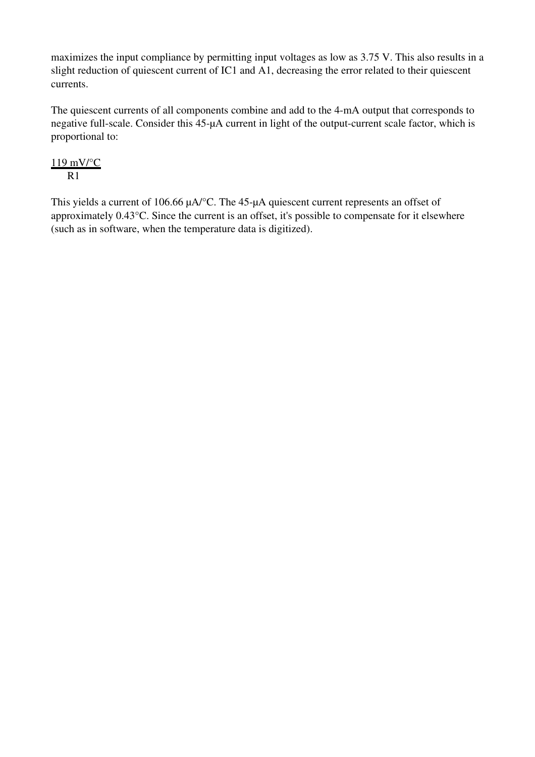maximizes the input compliance by permitting input voltages as low as 3.75 V. This also results in a slight reduction of quiescent current of IC1 and A1, decreasing the error related to their quiescent currents.

The quiescent currents of all components combine and add to the 4-mA output that corresponds to negative full-scale. Consider this 45-µA current in light of the output-current scale factor, which is proportional to:

$$\frac{119\ \text{mV/°C}}{R1}$$

This yields a current of 106.66 µA/°C. The 45-µA quiescent current represents an offset of approximately 0.43°C. Since the current is an offset, it's possible to compensate for it elsewhere (such as in software, when the temperature data is digitized).